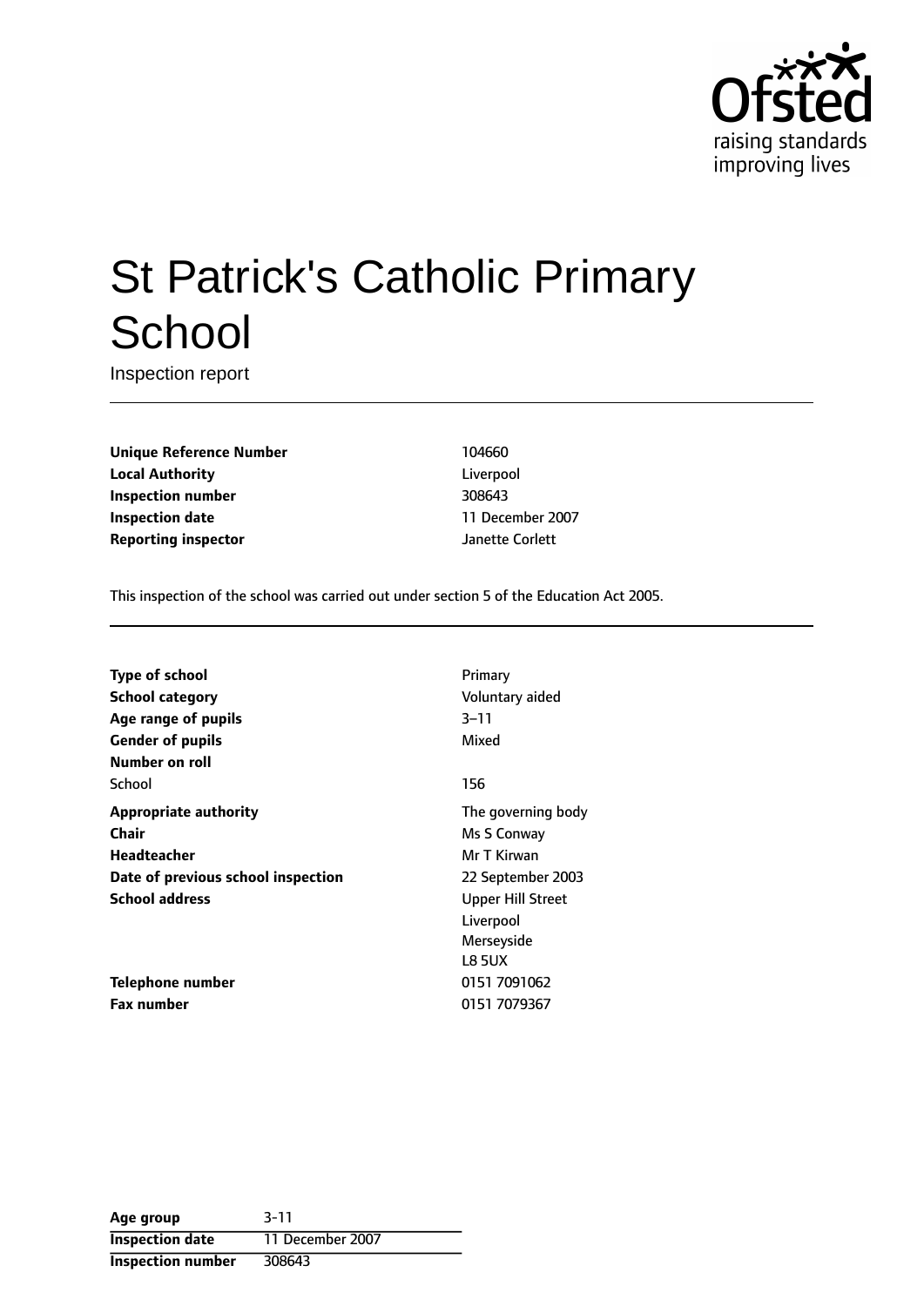# St Patrick's Catholic Primary School

Inspection report

| | |
|---|---|
| **Unique Reference Number** | 104660 |
| **Local Authority** | Liverpool |
| **Inspection number** | 308643 |
| **Inspection date** | 11 December 2007 |
| **Reporting inspector** | Janette Corlett |

This inspection of the school was carried out under section 5 of the Education Act 2005.

| | |
|---|---|
| **Type of school** | Primary |
| **School category** | Voluntary aided |
| **Age range of pupils** | 3–11 |
| **Gender of pupils** | Mixed |
| **Number on roll** | |
| School | 156 |
| **Appropriate authority** | The governing body |
| **Chair** | Ms S Conway |
| **Headteacher** | Mr T Kirwan |
| **Date of previous school inspection** | 22 September 2003 |
| **School address** | Upper Hill Street<br>Liverpool<br>Merseyside<br>L8 5UX |
| **Telephone number** | 0151 7091062 |
| **Fax number** | 0151 7079367 |

| | |
|---|---|
| **Age group** | 3-11 |
| **Inspection date** | 11 December 2007 |
| **Inspection number** | 308643 |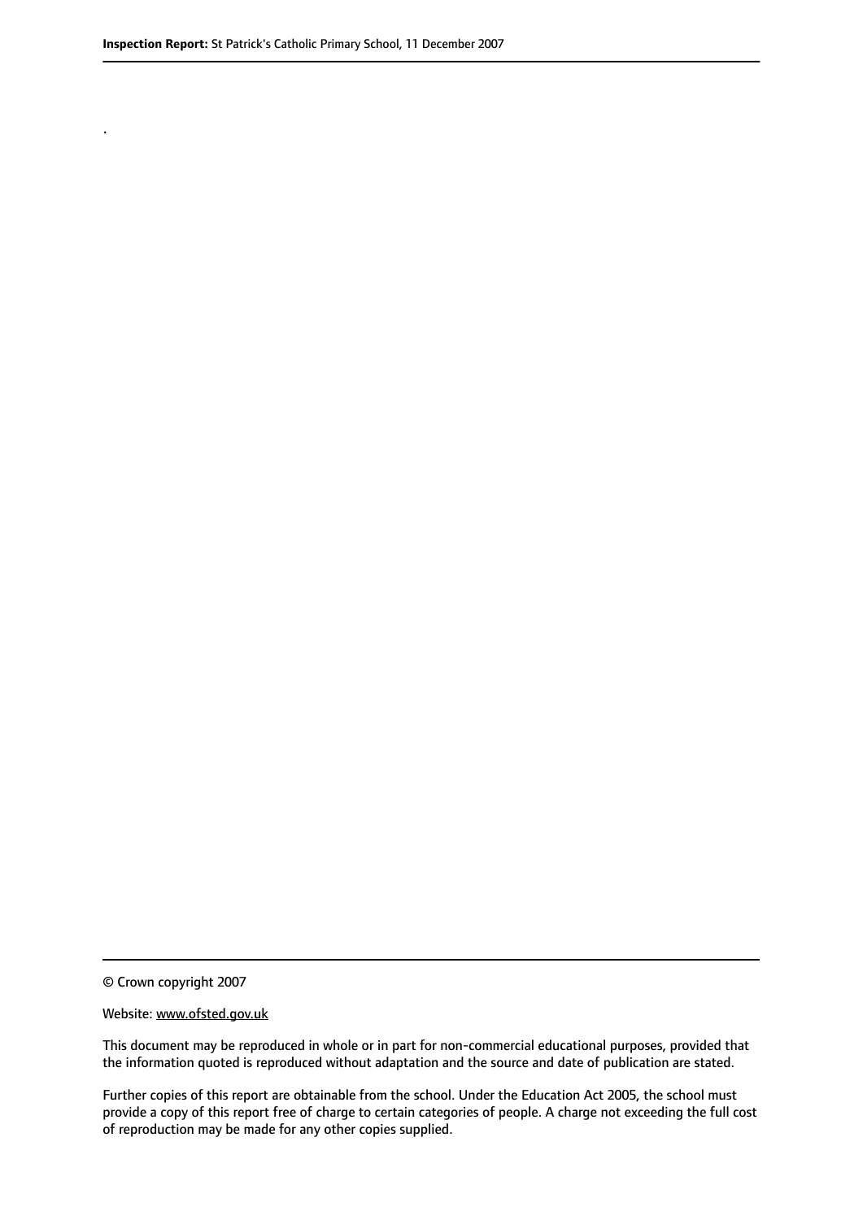.

© Crown copyright 2007

Website: www.ofsted.gov.uk

This document may be reproduced in whole or in part for non-commercial educational purposes, provided that the information quoted is reproduced without adaptation and the source and date of publication are stated.

Further copies of this report are obtainable from the school. Under the Education Act 2005, the school must provide a copy of this report free of charge to certain categories of people. A charge not exceeding the full cost of reproduction may be made for any other copies supplied.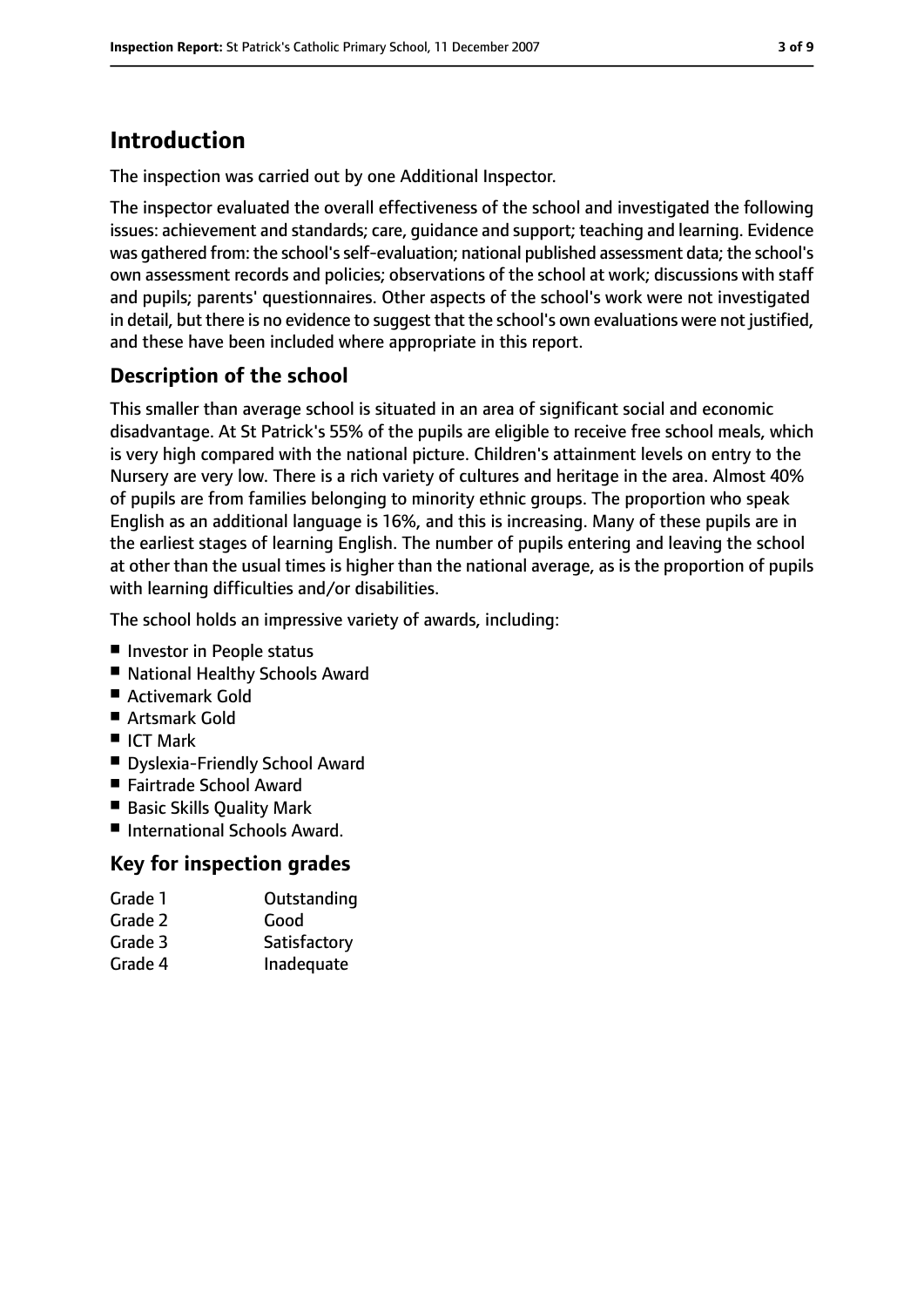# Introduction

The inspection was carried out by one Additional Inspector.

The inspector evaluated the overall effectiveness of the school and investigated the following issues: achievement and standards; care, guidance and support; teaching and learning. Evidence was gathered from: the school's self-evaluation; national published assessment data; the school's own assessment records and policies; observations of the school at work; discussions with staff and pupils; parents' questionnaires. Other aspects of the school's work were not investigated in detail, but there is no evidence to suggest that the school's own evaluations were not justified, and these have been included where appropriate in this report.

## Description of the school

This smaller than average school is situated in an area of significant social and economic disadvantage. At St Patrick's 55% of the pupils are eligible to receive free school meals, which is very high compared with the national picture. Children's attainment levels on entry to the Nursery are very low. There is a rich variety of cultures and heritage in the area. Almost 40% of pupils are from families belonging to minority ethnic groups. The proportion who speak English as an additional language is 16%, and this is increasing. Many of these pupils are in the earliest stages of learning English. The number of pupils entering and leaving the school at other than the usual times is higher than the national average, as is the proportion of pupils with learning difficulties and/or disabilities.

The school holds an impressive variety of awards, including:

- Investor in People status
- National Healthy Schools Award
- Activemark Gold
- Artsmark Gold
- ICT Mark
- Dyslexia-Friendly School Award
- Fairtrade School Award
- Basic Skills Quality Mark
- International Schools Award.

## Key for inspection grades

| | |
|---|---|
| Grade 1 | Outstanding |
| Grade 2 | Good |
| Grade 3 | Satisfactory |
| Grade 4 | Inadequate |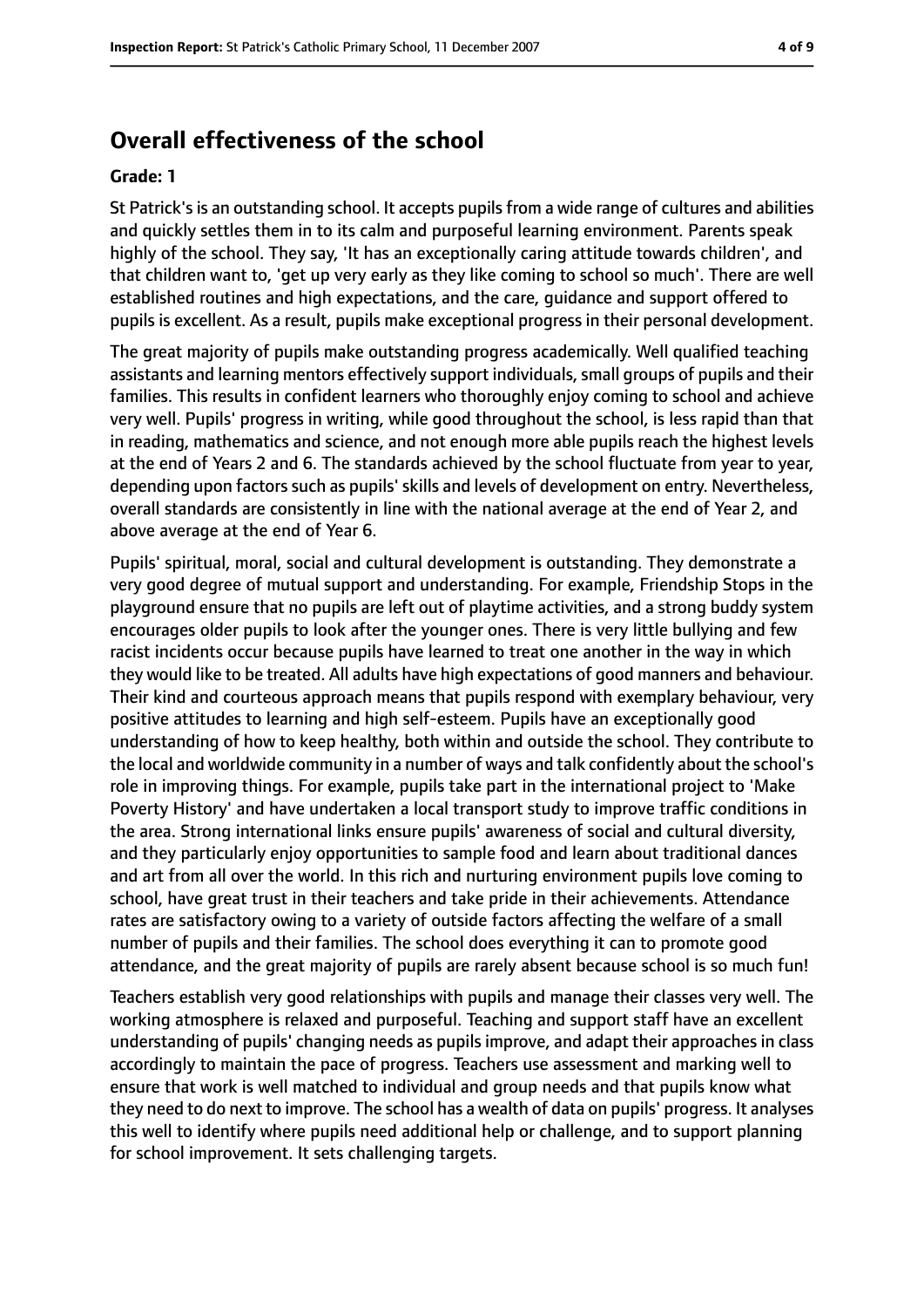## Overall effectiveness of the school

**Grade: 1**

St Patrick's is an outstanding school. It accepts pupils from a wide range of cultures and abilities and quickly settles them in to its calm and purposeful learning environment. Parents speak highly of the school. They say, 'It has an exceptionally caring attitude towards children', and that children want to, 'get up very early as they like coming to school so much'. There are well established routines and high expectations, and the care, guidance and support offered to pupils is excellent. As a result, pupils make exceptional progress in their personal development.

The great majority of pupils make outstanding progress academically. Well qualified teaching assistants and learning mentors effectively support individuals, small groups of pupils and their families. This results in confident learners who thoroughly enjoy coming to school and achieve very well. Pupils' progress in writing, while good throughout the school, is less rapid than that in reading, mathematics and science, and not enough more able pupils reach the highest levels at the end of Years 2 and 6. The standards achieved by the school fluctuate from year to year, depending upon factors such as pupils' skills and levels of development on entry. Nevertheless, overall standards are consistently in line with the national average at the end of Year 2, and above average at the end of Year 6.

Pupils' spiritual, moral, social and cultural development is outstanding. They demonstrate a very good degree of mutual support and understanding. For example, Friendship Stops in the playground ensure that no pupils are left out of playtime activities, and a strong buddy system encourages older pupils to look after the younger ones. There is very little bullying and few racist incidents occur because pupils have learned to treat one another in the way in which they would like to be treated. All adults have high expectations of good manners and behaviour. Their kind and courteous approach means that pupils respond with exemplary behaviour, very positive attitudes to learning and high self-esteem. Pupils have an exceptionally good understanding of how to keep healthy, both within and outside the school. They contribute to the local and worldwide community in a number of ways and talk confidently about the school's role in improving things. For example, pupils take part in the international project to 'Make Poverty History' and have undertaken a local transport study to improve traffic conditions in the area. Strong international links ensure pupils' awareness of social and cultural diversity, and they particularly enjoy opportunities to sample food and learn about traditional dances and art from all over the world. In this rich and nurturing environment pupils love coming to school, have great trust in their teachers and take pride in their achievements. Attendance rates are satisfactory owing to a variety of outside factors affecting the welfare of a small number of pupils and their families. The school does everything it can to promote good attendance, and the great majority of pupils are rarely absent because school is so much fun!

Teachers establish very good relationships with pupils and manage their classes very well. The working atmosphere is relaxed and purposeful. Teaching and support staff have an excellent understanding of pupils' changing needs as pupils improve, and adapt their approaches in class accordingly to maintain the pace of progress. Teachers use assessment and marking well to ensure that work is well matched to individual and group needs and that pupils know what they need to do next to improve. The school has a wealth of data on pupils' progress. It analyses this well to identify where pupils need additional help or challenge, and to support planning for school improvement. It sets challenging targets.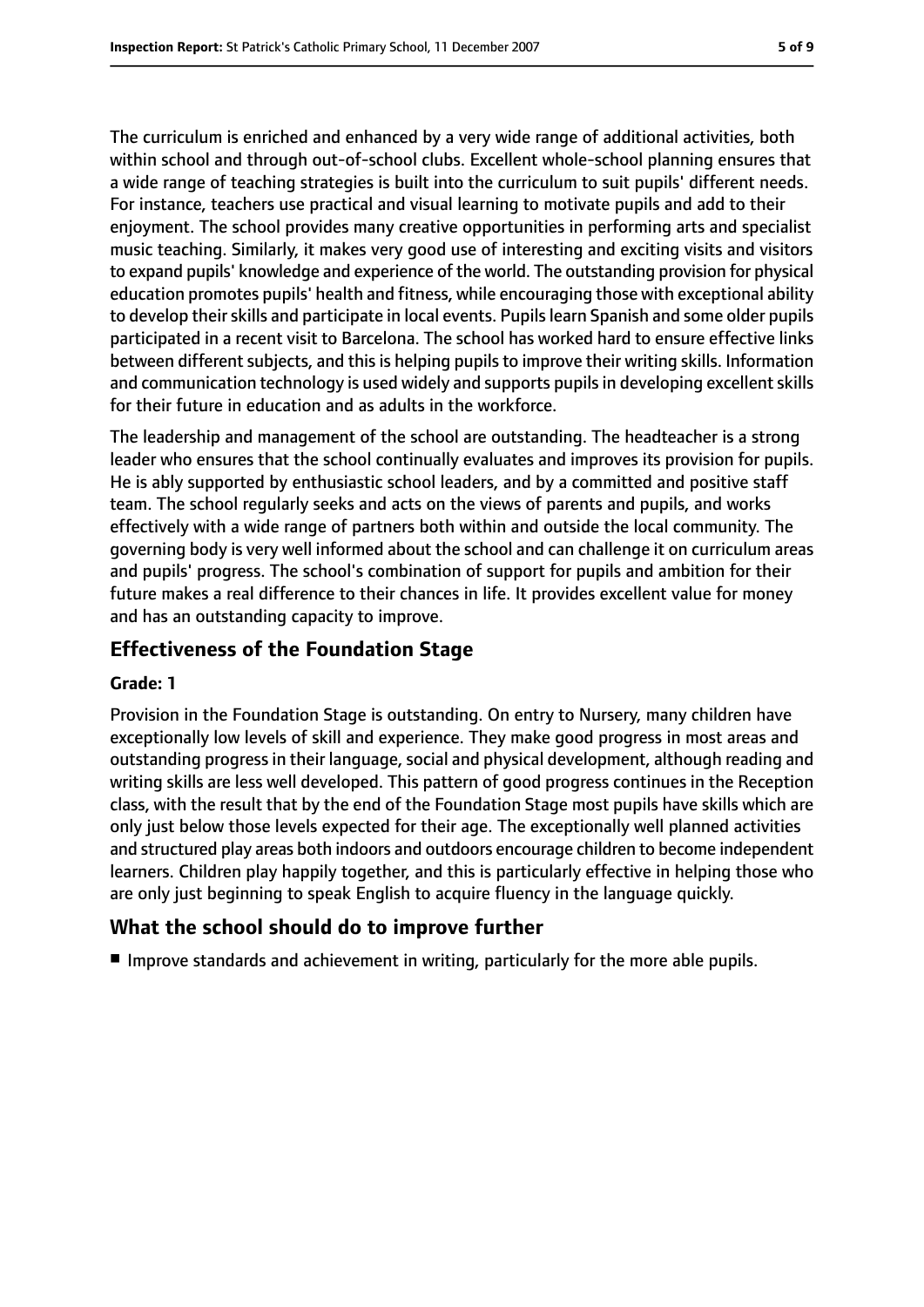The curriculum is enriched and enhanced by a very wide range of additional activities, both within school and through out-of-school clubs. Excellent whole-school planning ensures that a wide range of teaching strategies is built into the curriculum to suit pupils' different needs. For instance, teachers use practical and visual learning to motivate pupils and add to their enjoyment. The school provides many creative opportunities in performing arts and specialist music teaching. Similarly, it makes very good use of interesting and exciting visits and visitors to expand pupils' knowledge and experience of the world. The outstanding provision for physical education promotes pupils' health and fitness, while encouraging those with exceptional ability to develop their skills and participate in local events. Pupils learn Spanish and some older pupils participated in a recent visit to Barcelona. The school has worked hard to ensure effective links between different subjects, and this is helping pupils to improve their writing skills. Information and communication technology is used widely and supports pupils in developing excellent skills for their future in education and as adults in the workforce.

The leadership and management of the school are outstanding. The headteacher is a strong leader who ensures that the school continually evaluates and improves its provision for pupils. He is ably supported by enthusiastic school leaders, and by a committed and positive staff team. The school regularly seeks and acts on the views of parents and pupils, and works effectively with a wide range of partners both within and outside the local community. The governing body is very well informed about the school and can challenge it on curriculum areas and pupils' progress. The school's combination of support for pupils and ambition for their future makes a real difference to their chances in life. It provides excellent value for money and has an outstanding capacity to improve.

## Effectiveness of the Foundation Stage

**Grade: 1**

Provision in the Foundation Stage is outstanding. On entry to Nursery, many children have exceptionally low levels of skill and experience. They make good progress in most areas and outstanding progress in their language, social and physical development, although reading and writing skills are less well developed. This pattern of good progress continues in the Reception class, with the result that by the end of the Foundation Stage most pupils have skills which are only just below those levels expected for their age. The exceptionally well planned activities and structured play areas both indoors and outdoors encourage children to become independent learners. Children play happily together, and this is particularly effective in helping those who are only just beginning to speak English to acquire fluency in the language quickly.

## What the school should do to improve further

- Improve standards and achievement in writing, particularly for the more able pupils.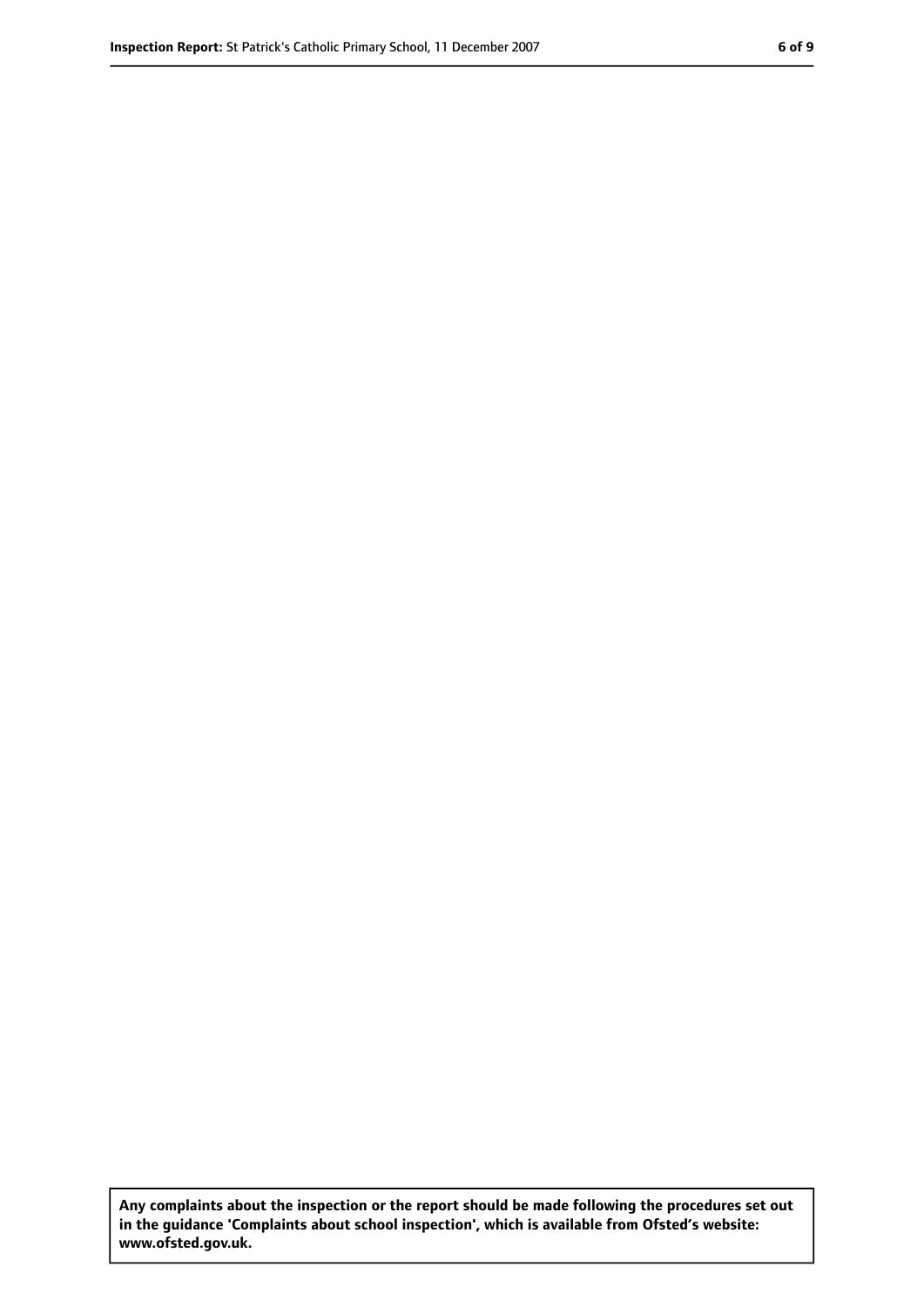**Any complaints about the inspection or the report should be made following the procedures set out in the guidance 'Complaints about school inspection', which is available from Ofsted's website: www.ofsted.gov.uk.**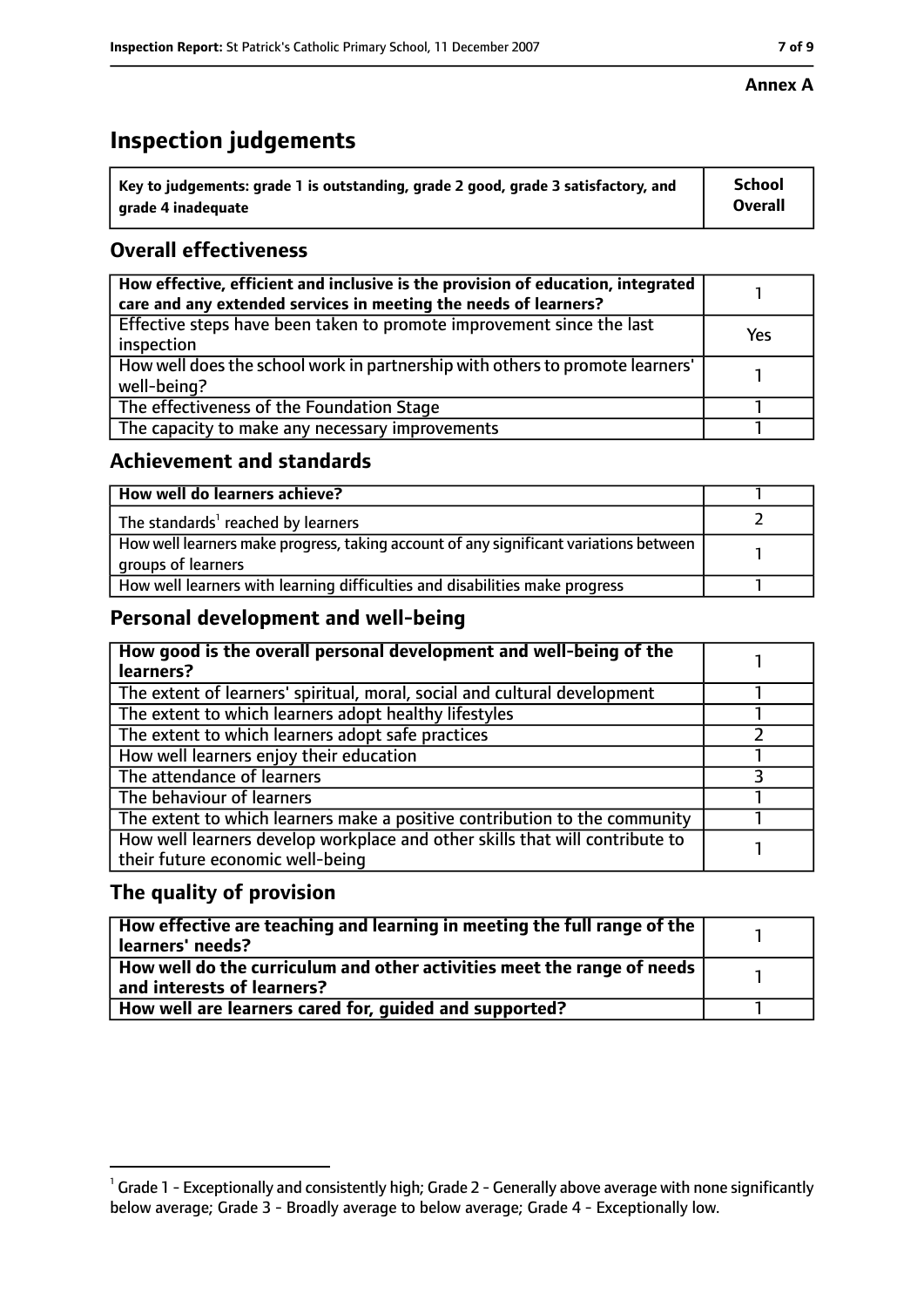**Annex A**

# Inspection judgements

| Key to judgements: grade 1 is outstanding, grade 2 good, grade 3 satisfactory, and grade 4 inadequate | School Overall |
|---|---|

## Overall effectiveness

| | |
|---|---|
| How effective, efficient and inclusive is the provision of education, integrated care and any extended services in meeting the needs of learners? | 1 |
| Effective steps have been taken to promote improvement since the last inspection | Yes |
| How well does the school work in partnership with others to promote learners' well-being? | 1 |
| The effectiveness of the Foundation Stage | 1 |
| The capacity to make any necessary improvements | 1 |

## Achievement and standards

| | |
|---|---|
| How well do learners achieve? | 1 |
| The standards[1] reached by learners | 2 |
| How well learners make progress, taking account of any significant variations between groups of learners | 1 |
| How well learners with learning difficulties and disabilities make progress | 1 |

## Personal development and well-being

| | |
|---|---|
| How good is the overall personal development and well-being of the learners? | 1 |
| The extent of learners' spiritual, moral, social and cultural development | 1 |
| The extent to which learners adopt healthy lifestyles | 1 |
| The extent to which learners adopt safe practices | 2 |
| How well learners enjoy their education | 1 |
| The attendance of learners | 3 |
| The behaviour of learners | 1 |
| The extent to which learners make a positive contribution to the community | 1 |
| How well learners develop workplace and other skills that will contribute to their future economic well-being | 1 |

## The quality of provision

| | |
|---|---|
| How effective are teaching and learning in meeting the full range of the learners' needs? | 1 |
| How well do the curriculum and other activities meet the range of needs and interests of learners? | 1 |
| How well are learners cared for, guided and supported? | 1 |

[1] Grade 1 - Exceptionally and consistently high; Grade 2 - Generally above average with none significantly below average; Grade 3 - Broadly average to below average; Grade 4 - Exceptionally low.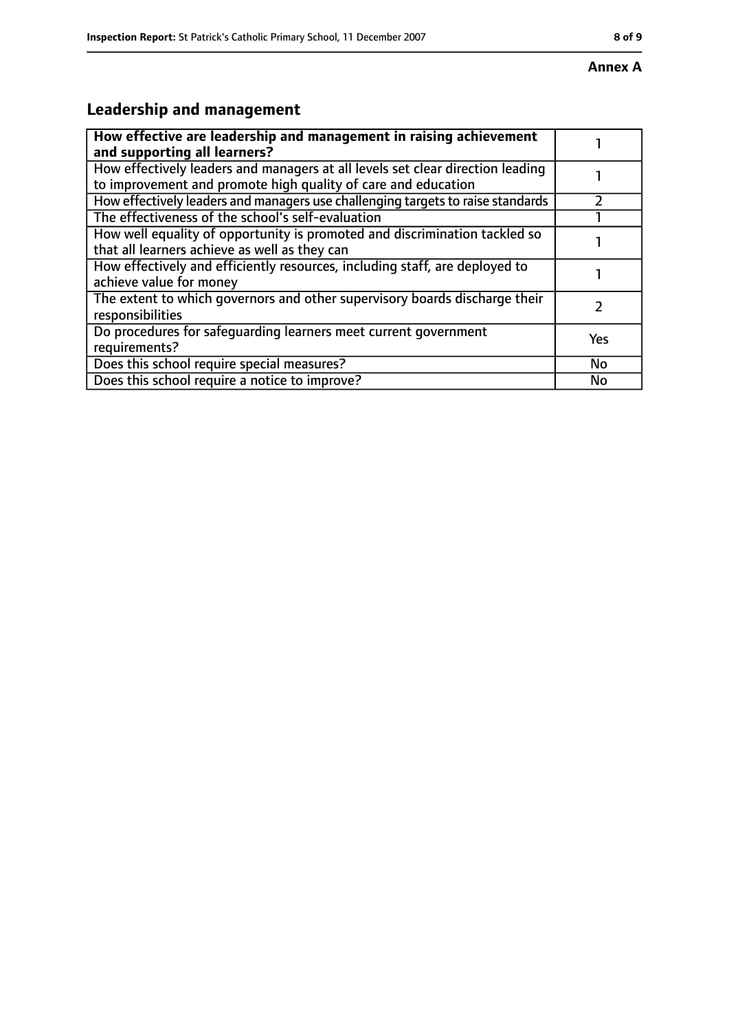**Annex A**

## Leadership and management

| How effective are leadership and management in raising achievement and supporting all learners? | 1 |
|---|---|
| How effectively leaders and managers at all levels set clear direction leading to improvement and promote high quality of care and education | 1 |
| How effectively leaders and managers use challenging targets to raise standards | 2 |
| The effectiveness of the school's self-evaluation | 1 |
| How well equality of opportunity is promoted and discrimination tackled so that all learners achieve as well as they can | 1 |
| How effectively and efficiently resources, including staff, are deployed to achieve value for money | 1 |
| The extent to which governors and other supervisory boards discharge their responsibilities | 2 |
| Do procedures for safeguarding learners meet current government requirements? | Yes |
| Does this school require special measures? | No |
| Does this school require a notice to improve? | No |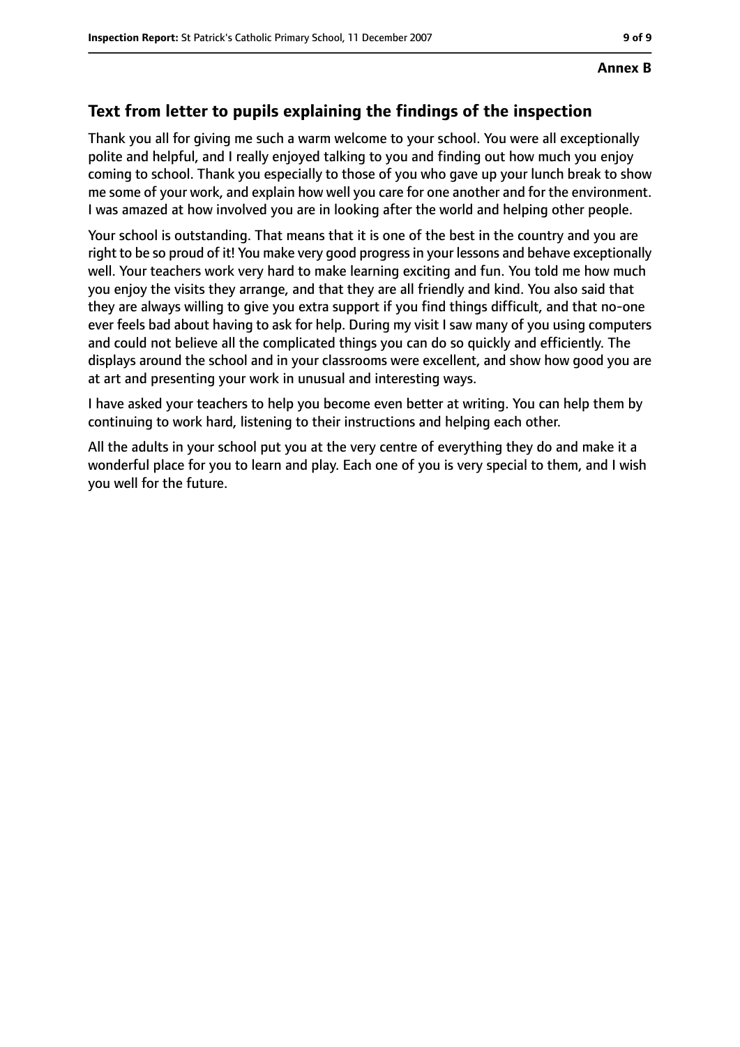**Annex B**

## Text from letter to pupils explaining the findings of the inspection

Thank you all for giving me such a warm welcome to your school. You were all exceptionally polite and helpful, and I really enjoyed talking to you and finding out how much you enjoy coming to school. Thank you especially to those of you who gave up your lunch break to show me some of your work, and explain how well you care for one another and for the environment. I was amazed at how involved you are in looking after the world and helping other people.

Your school is outstanding. That means that it is one of the best in the country and you are right to be so proud of it! You make very good progress in your lessons and behave exceptionally well. Your teachers work very hard to make learning exciting and fun. You told me how much you enjoy the visits they arrange, and that they are all friendly and kind. You also said that they are always willing to give you extra support if you find things difficult, and that no-one ever feels bad about having to ask for help. During my visit I saw many of you using computers and could not believe all the complicated things you can do so quickly and efficiently. The displays around the school and in your classrooms were excellent, and show how good you are at art and presenting your work in unusual and interesting ways.

I have asked your teachers to help you become even better at writing. You can help them by continuing to work hard, listening to their instructions and helping each other.

All the adults in your school put you at the very centre of everything they do and make it a wonderful place for you to learn and play. Each one of you is very special to them, and I wish you well for the future.